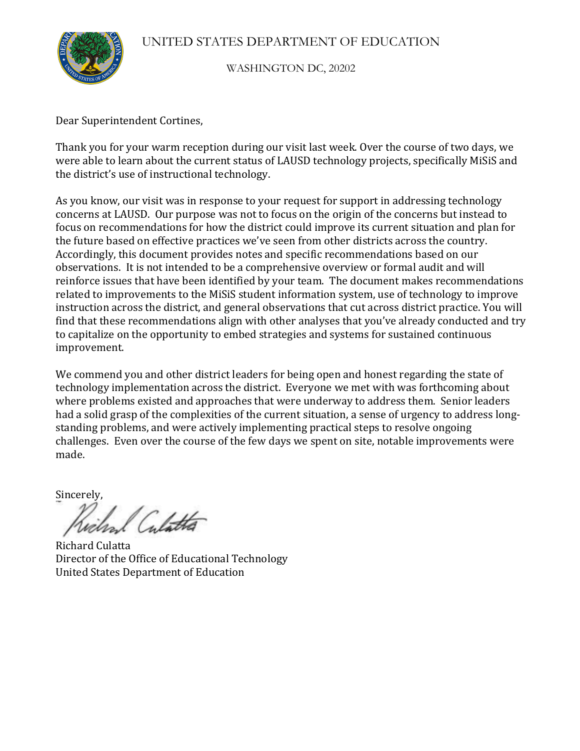UNITED STATES DEPARTMENT OF EDUCATION

WASHINGTON DC, 20202

Dear Superintendent Cortines,

Thank you for your warm reception during our visit last week. Over the course of two days, we were able to learn about the current status of LAUSD technology projects, specifically MiSiS and the district's use of instructional technology.

As you know, our visit was in response to your request for support in addressing technology concerns at LAUSD. Our purpose was not to focus on the origin of the concerns but instead to focus on recommendations for how the district could improve its current situation and plan for the future based on effective practices we've seen from other districts across the country. Accordingly, this document provides notes and specific recommendations based on our observations. It is not intended to be a comprehensive overview or formal audit and will reinforce issues that have been identified by your team. The document makes recommendations related to improvements to the MiSiS student information system, use of technology to improve instruction across the district, and general observations that cut across district practice. You will find that these recommendations align with other analyses that you've already conducted and try to capitalize on the opportunity to embed strategies and systems for sustained continuous improvement.

We commend you and other district leaders for being open and honest regarding the state of technology implementation across the district. Everyone we met with was forthcoming about where problems existed and approaches that were underway to address them. Senior leaders had a solid grasp of the complexities of the current situation, a sense of urgency to address long-standing problems, and were actively implementing practical steps to resolve ongoing challenges. Even over the course of the few days we spent on site, notable improvements were made.

Sincerely,

Richard Culatta
Director of the Office of Educational Technology
United States Department of Education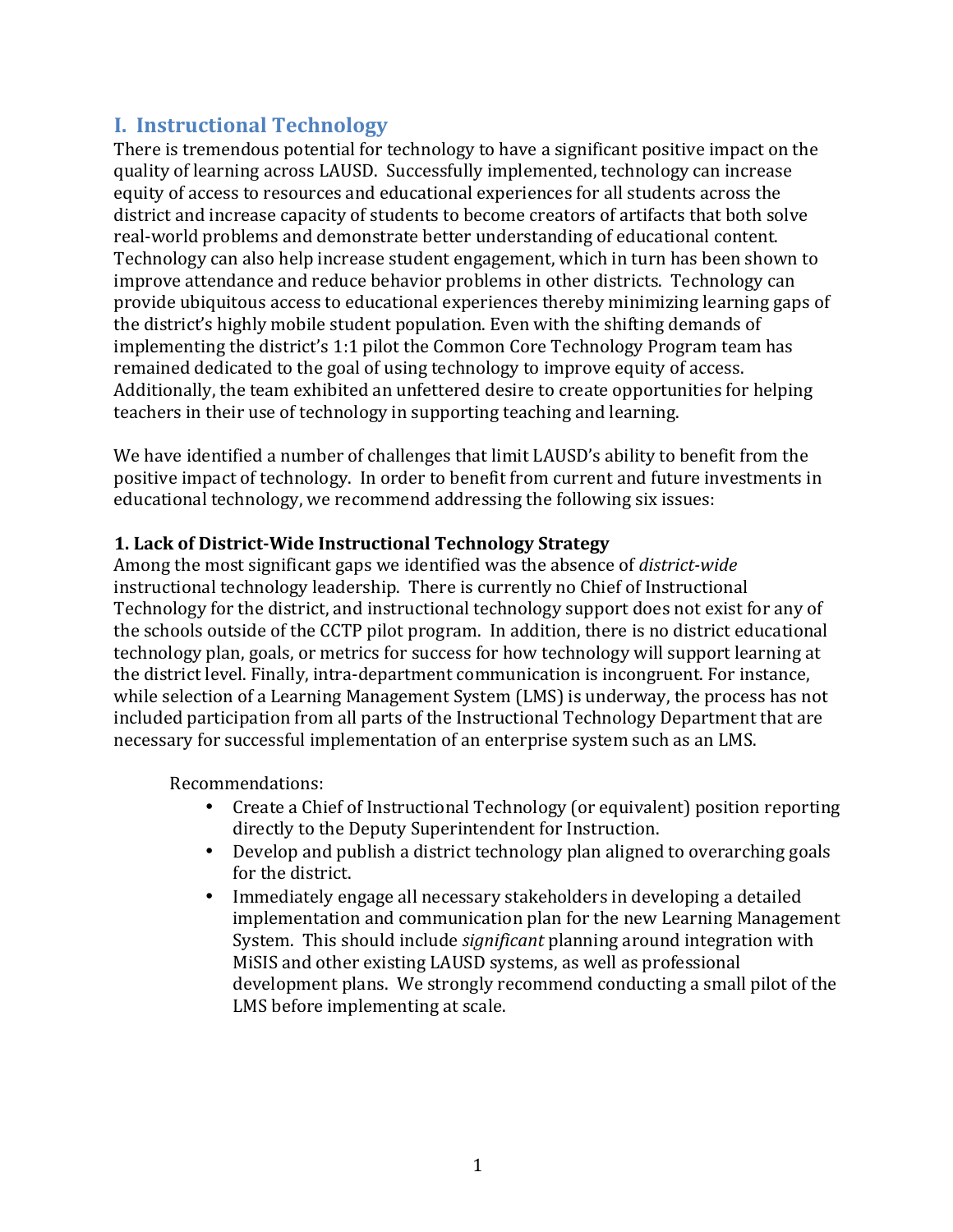## I. Instructional Technology

There is tremendous potential for technology to have a significant positive impact on the quality of learning across LAUSD. Successfully implemented, technology can increase equity of access to resources and educational experiences for all students across the district and increase capacity of students to become creators of artifacts that both solve real-world problems and demonstrate better understanding of educational content. Technology can also help increase student engagement, which in turn has been shown to improve attendance and reduce behavior problems in other districts. Technology can provide ubiquitous access to educational experiences thereby minimizing learning gaps of the district's highly mobile student population. Even with the shifting demands of implementing the district's 1:1 pilot the Common Core Technology Program team has remained dedicated to the goal of using technology to improve equity of access. Additionally, the team exhibited an unfettered desire to create opportunities for helping teachers in their use of technology in supporting teaching and learning.

We have identified a number of challenges that limit LAUSD's ability to benefit from the positive impact of technology. In order to benefit from current and future investments in educational technology, we recommend addressing the following six issues:

### 1. Lack of District-Wide Instructional Technology Strategy

Among the most significant gaps we identified was the absence of *district-wide* instructional technology leadership. There is currently no Chief of Instructional Technology for the district, and instructional technology support does not exist for any of the schools outside of the CCTP pilot program. In addition, there is no district educational technology plan, goals, or metrics for success for how technology will support learning at the district level. Finally, intra-department communication is incongruent. For instance, while selection of a Learning Management System (LMS) is underway, the process has not included participation from all parts of the Instructional Technology Department that are necessary for successful implementation of an enterprise system such as an LMS.

Recommendations:

- Create a Chief of Instructional Technology (or equivalent) position reporting directly to the Deputy Superintendent for Instruction.
- Develop and publish a district technology plan aligned to overarching goals for the district.
- Immediately engage all necessary stakeholders in developing a detailed implementation and communication plan for the new Learning Management System. This should include *significant* planning around integration with MiSIS and other existing LAUSD systems, as well as professional development plans. We strongly recommend conducting a small pilot of the LMS before implementing at scale.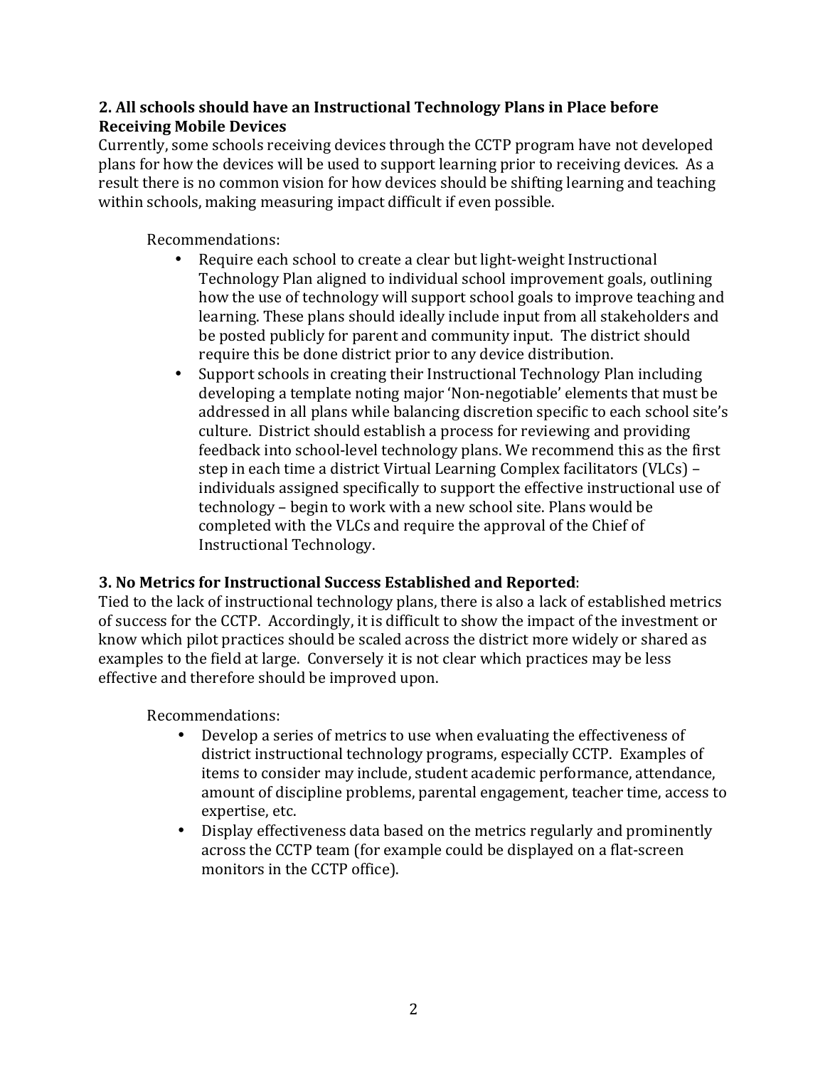**2. All schools should have an Instructional Technology Plans in Place before Receiving Mobile Devices**

Currently, some schools receiving devices through the CCTP program have not developed plans for how the devices will be used to support learning prior to receiving devices. As a result there is no common vision for how devices should be shifting learning and teaching within schools, making measuring impact difficult if even possible.

Recommendations:

- Require each school to create a clear but light-weight Instructional Technology Plan aligned to individual school improvement goals, outlining how the use of technology will support school goals to improve teaching and learning. These plans should ideally include input from all stakeholders and be posted publicly for parent and community input. The district should require this be done district prior to any device distribution.
- Support schools in creating their Instructional Technology Plan including developing a template noting major 'Non-negotiable' elements that must be addressed in all plans while balancing discretion specific to each school site's culture. District should establish a process for reviewing and providing feedback into school-level technology plans. We recommend this as the first step in each time a district Virtual Learning Complex facilitators (VLCs) – individuals assigned specifically to support the effective instructional use of technology – begin to work with a new school site. Plans would be completed with the VLCs and require the approval of the Chief of Instructional Technology.

**3. No Metrics for Instructional Success Established and Reported**:

Tied to the lack of instructional technology plans, there is also a lack of established metrics of success for the CCTP. Accordingly, it is difficult to show the impact of the investment or know which pilot practices should be scaled across the district more widely or shared as examples to the field at large. Conversely it is not clear which practices may be less effective and therefore should be improved upon.

Recommendations:

- Develop a series of metrics to use when evaluating the effectiveness of district instructional technology programs, especially CCTP. Examples of items to consider may include, student academic performance, attendance, amount of discipline problems, parental engagement, teacher time, access to expertise, etc.
- Display effectiveness data based on the metrics regularly and prominently across the CCTP team (for example could be displayed on a flat-screen monitors in the CCTP office).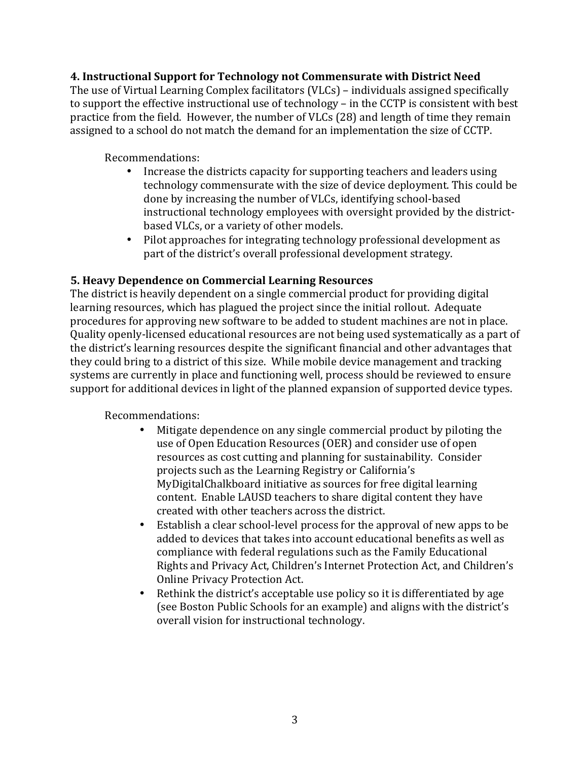**4. Instructional Support for Technology not Commensurate with District Need**

The use of Virtual Learning Complex facilitators (VLCs) – individuals assigned specifically to support the effective instructional use of technology – in the CCTP is consistent with best practice from the field. However, the number of VLCs (28) and length of time they remain assigned to a school do not match the demand for an implementation the size of CCTP.

Recommendations:

- Increase the districts capacity for supporting teachers and leaders using technology commensurate with the size of device deployment. This could be done by increasing the number of VLCs, identifying school-based instructional technology employees with oversight provided by the district-based VLCs, or a variety of other models.
- Pilot approaches for integrating technology professional development as part of the district's overall professional development strategy.

**5. Heavy Dependence on Commercial Learning Resources**

The district is heavily dependent on a single commercial product for providing digital learning resources, which has plagued the project since the initial rollout. Adequate procedures for approving new software to be added to student machines are not in place. Quality openly-licensed educational resources are not being used systematically as a part of the district's learning resources despite the significant financial and other advantages that they could bring to a district of this size. While mobile device management and tracking systems are currently in place and functioning well, process should be reviewed to ensure support for additional devices in light of the planned expansion of supported device types.

Recommendations:

- Mitigate dependence on any single commercial product by piloting the use of Open Education Resources (OER) and consider use of open resources as cost cutting and planning for sustainability. Consider projects such as the Learning Registry or California's MyDigitalChalkboard initiative as sources for free digital learning content. Enable LAUSD teachers to share digital content they have created with other teachers across the district.
- Establish a clear school-level process for the approval of new apps to be added to devices that takes into account educational benefits as well as compliance with federal regulations such as the Family Educational Rights and Privacy Act, Children's Internet Protection Act, and Children's Online Privacy Protection Act.
- Rethink the district's acceptable use policy so it is differentiated by age (see Boston Public Schools for an example) and aligns with the district's overall vision for instructional technology.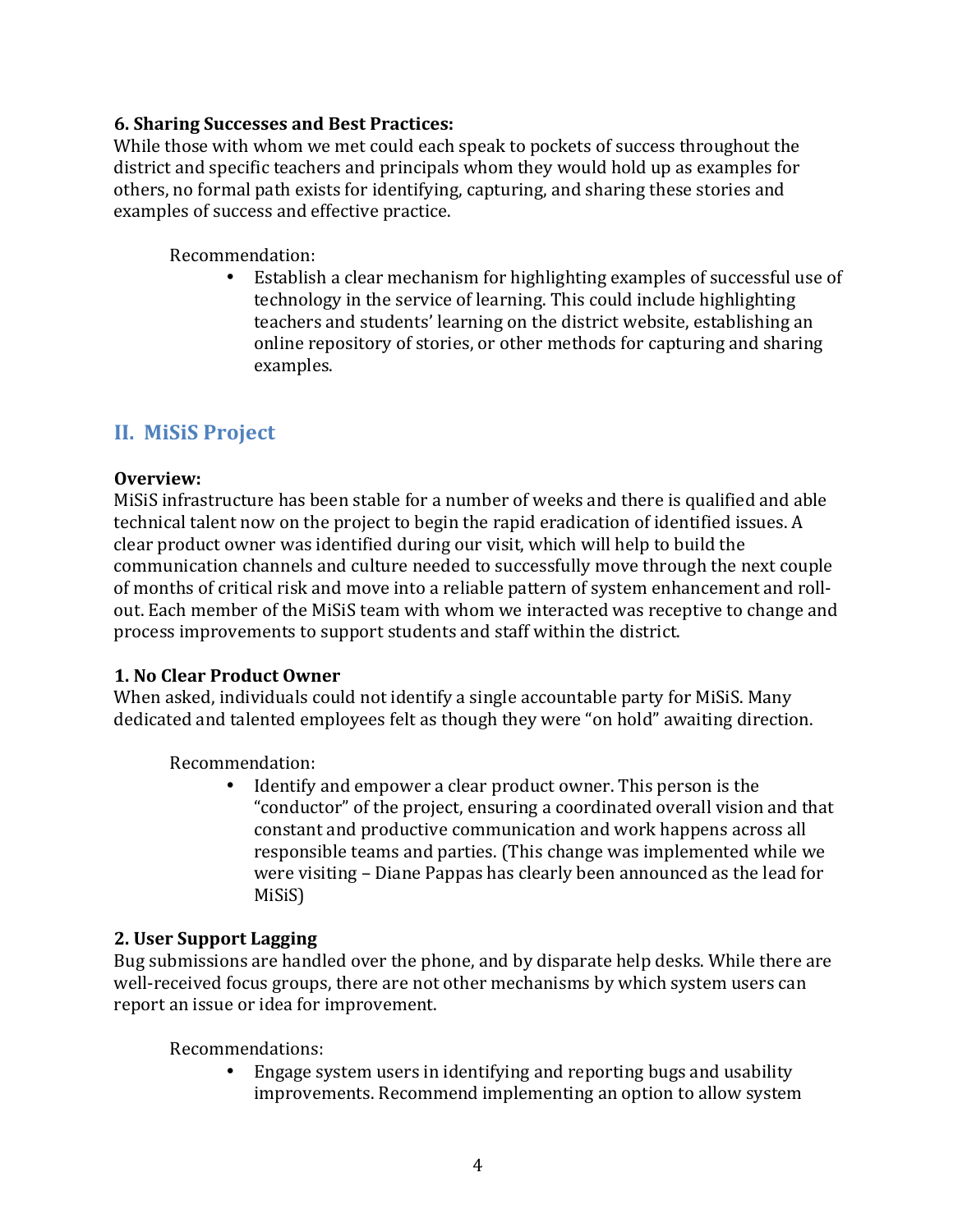**6. Sharing Successes and Best Practices:**
While those with whom we met could each speak to pockets of success throughout the district and specific teachers and principals whom they would hold up as examples for others, no formal path exists for identifying, capturing, and sharing these stories and examples of success and effective practice.

Recommendation:

- Establish a clear mechanism for highlighting examples of successful use of technology in the service of learning. This could include highlighting teachers and students' learning on the district website, establishing an online repository of stories, or other methods for capturing and sharing examples.

## II. MiSiS Project

**Overview:**
MiSiS infrastructure has been stable for a number of weeks and there is qualified and able technical talent now on the project to begin the rapid eradication of identified issues. A clear product owner was identified during our visit, which will help to build the communication channels and culture needed to successfully move through the next couple of months of critical risk and move into a reliable pattern of system enhancement and roll-out. Each member of the MiSiS team with whom we interacted was receptive to change and process improvements to support students and staff within the district.

**1. No Clear Product Owner**
When asked, individuals could not identify a single accountable party for MiSiS. Many dedicated and talented employees felt as though they were "on hold" awaiting direction.

Recommendation:

- Identify and empower a clear product owner. This person is the "conductor" of the project, ensuring a coordinated overall vision and that constant and productive communication and work happens across all responsible teams and parties. (This change was implemented while we were visiting – Diane Pappas has clearly been announced as the lead for MiSiS)

**2. User Support Lagging**
Bug submissions are handled over the phone, and by disparate help desks. While there are well-received focus groups, there are not other mechanisms by which system users can report an issue or idea for improvement.

Recommendations:

- Engage system users in identifying and reporting bugs and usability improvements. Recommend implementing an option to allow system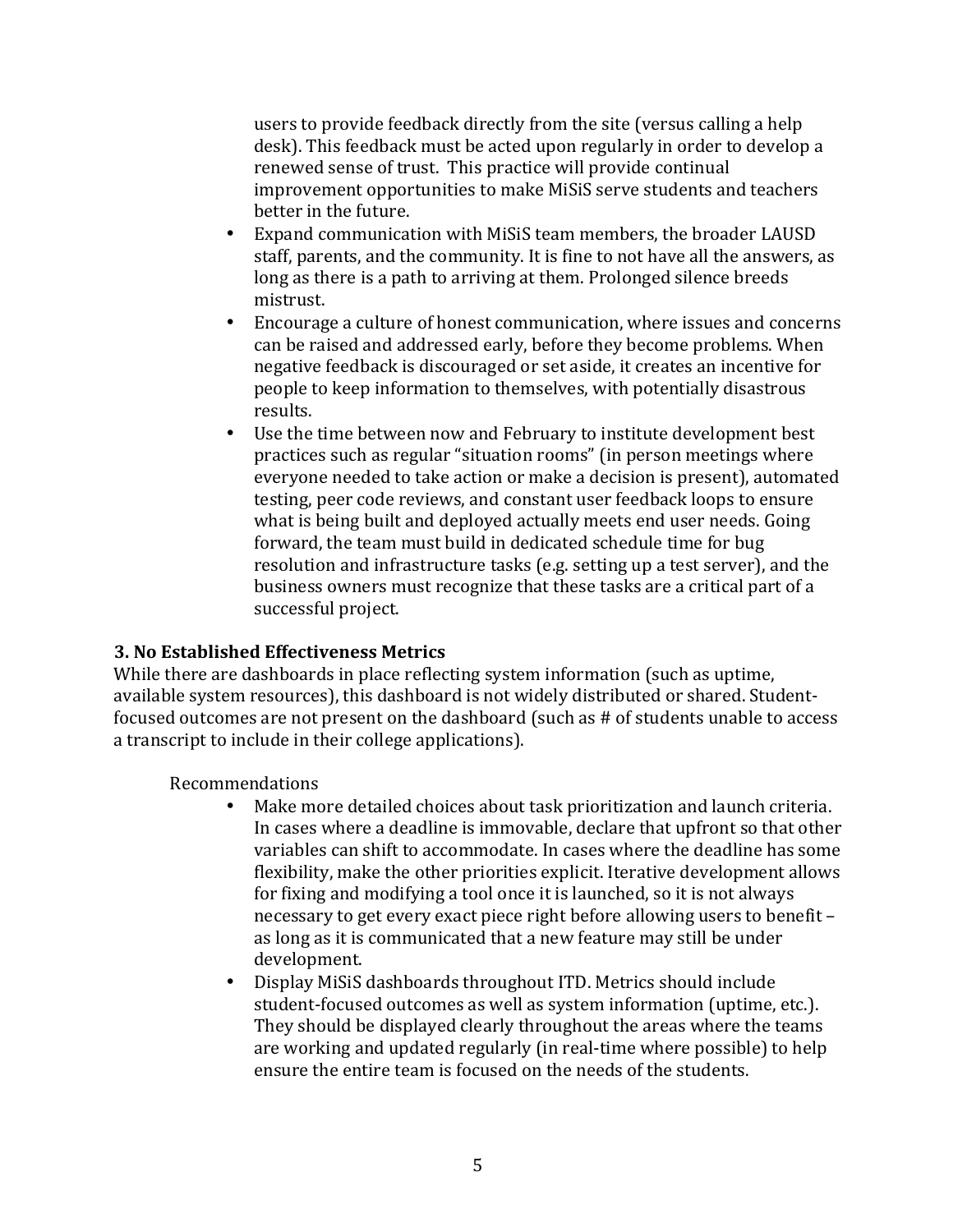users to provide feedback directly from the site (versus calling a help desk). This feedback must be acted upon regularly in order to develop a renewed sense of trust. This practice will provide continual improvement opportunities to make MiSiS serve students and teachers better in the future.

- Expand communication with MiSiS team members, the broader LAUSD staff, parents, and the community. It is fine to not have all the answers, as long as there is a path to arriving at them. Prolonged silence breeds mistrust.
- Encourage a culture of honest communication, where issues and concerns can be raised and addressed early, before they become problems. When negative feedback is discouraged or set aside, it creates an incentive for people to keep information to themselves, with potentially disastrous results.
- Use the time between now and February to institute development best practices such as regular "situation rooms" (in person meetings where everyone needed to take action or make a decision is present), automated testing, peer code reviews, and constant user feedback loops to ensure what is being built and deployed actually meets end user needs. Going forward, the team must build in dedicated schedule time for bug resolution and infrastructure tasks (e.g. setting up a test server), and the business owners must recognize that these tasks are a critical part of a successful project.

**3. No Established Effectiveness Metrics**

While there are dashboards in place reflecting system information (such as uptime, available system resources), this dashboard is not widely distributed or shared. Student-focused outcomes are not present on the dashboard (such as # of students unable to access a transcript to include in their college applications).

Recommendations

- Make more detailed choices about task prioritization and launch criteria. In cases where a deadline is immovable, declare that upfront so that other variables can shift to accommodate. In cases where the deadline has some flexibility, make the other priorities explicit. Iterative development allows for fixing and modifying a tool once it is launched, so it is not always necessary to get every exact piece right before allowing users to benefit – as long as it is communicated that a new feature may still be under development.
- Display MiSiS dashboards throughout ITD. Metrics should include student-focused outcomes as well as system information (uptime, etc.). They should be displayed clearly throughout the areas where the teams are working and updated regularly (in real-time where possible) to help ensure the entire team is focused on the needs of the students.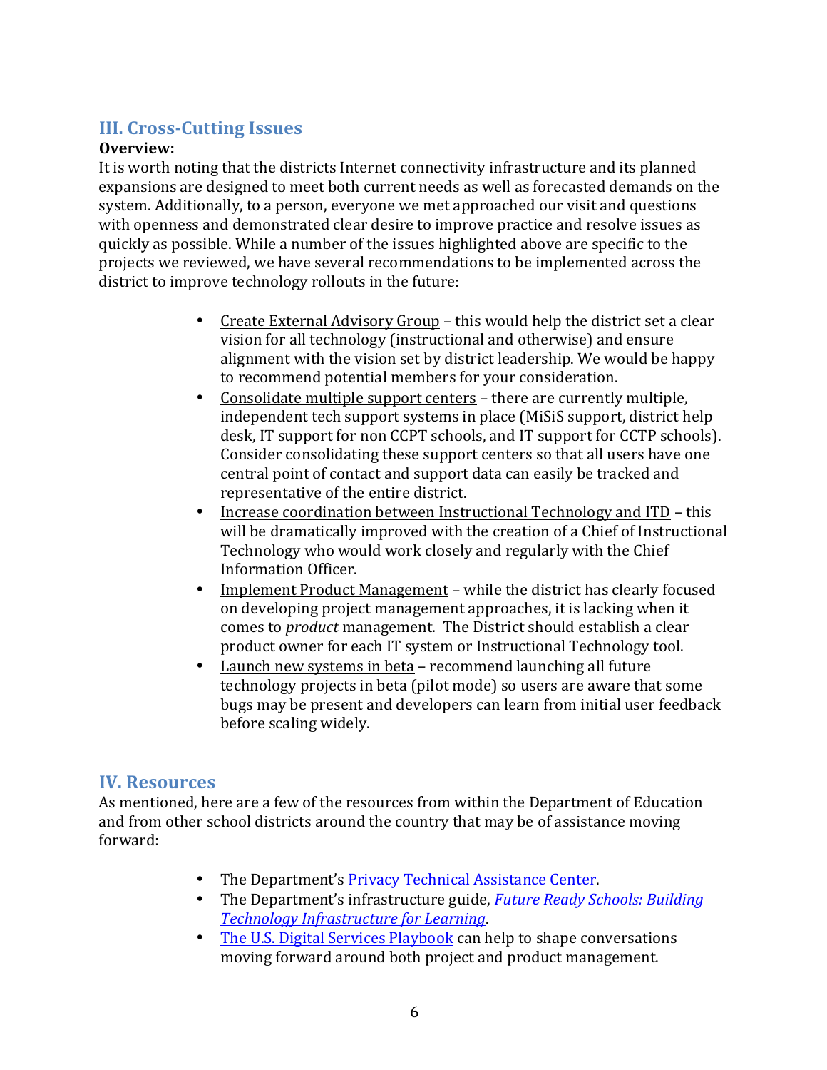## III. Cross-Cutting Issues

**Overview:**

It is worth noting that the districts Internet connectivity infrastructure and its planned expansions are designed to meet both current needs as well as forecasted demands on the system. Additionally, to a person, everyone we met approached our visit and questions with openness and demonstrated clear desire to improve practice and resolve issues as quickly as possible. While a number of the issues highlighted above are specific to the projects we reviewed, we have several recommendations to be implemented across the district to improve technology rollouts in the future:

- Create External Advisory Group – this would help the district set a clear vision for all technology (instructional and otherwise) and ensure alignment with the vision set by district leadership. We would be happy to recommend potential members for your consideration.
- Consolidate multiple support centers – there are currently multiple, independent tech support systems in place (MiSiS support, district help desk, IT support for non CCPT schools, and IT support for CCTP schools). Consider consolidating these support centers so that all users have one central point of contact and support data can easily be tracked and representative of the entire district.
- Increase coordination between Instructional Technology and ITD – this will be dramatically improved with the creation of a Chief of Instructional Technology who would work closely and regularly with the Chief Information Officer.
- Implement Product Management – while the district has clearly focused on developing project management approaches, it is lacking when it comes to *product* management. The District should establish a clear product owner for each IT system or Instructional Technology tool.
- Launch new systems in beta – recommend launching all future technology projects in beta (pilot mode) so users are aware that some bugs may be present and developers can learn from initial user feedback before scaling widely.

## IV. Resources

As mentioned, here are a few of the resources from within the Department of Education and from other school districts around the country that may be of assistance moving forward:

- The Department's Privacy Technical Assistance Center.
- The Department's infrastructure guide, *Future Ready Schools: Building Technology Infrastructure for Learning*.
- The U.S. Digital Services Playbook can help to shape conversations moving forward around both project and product management.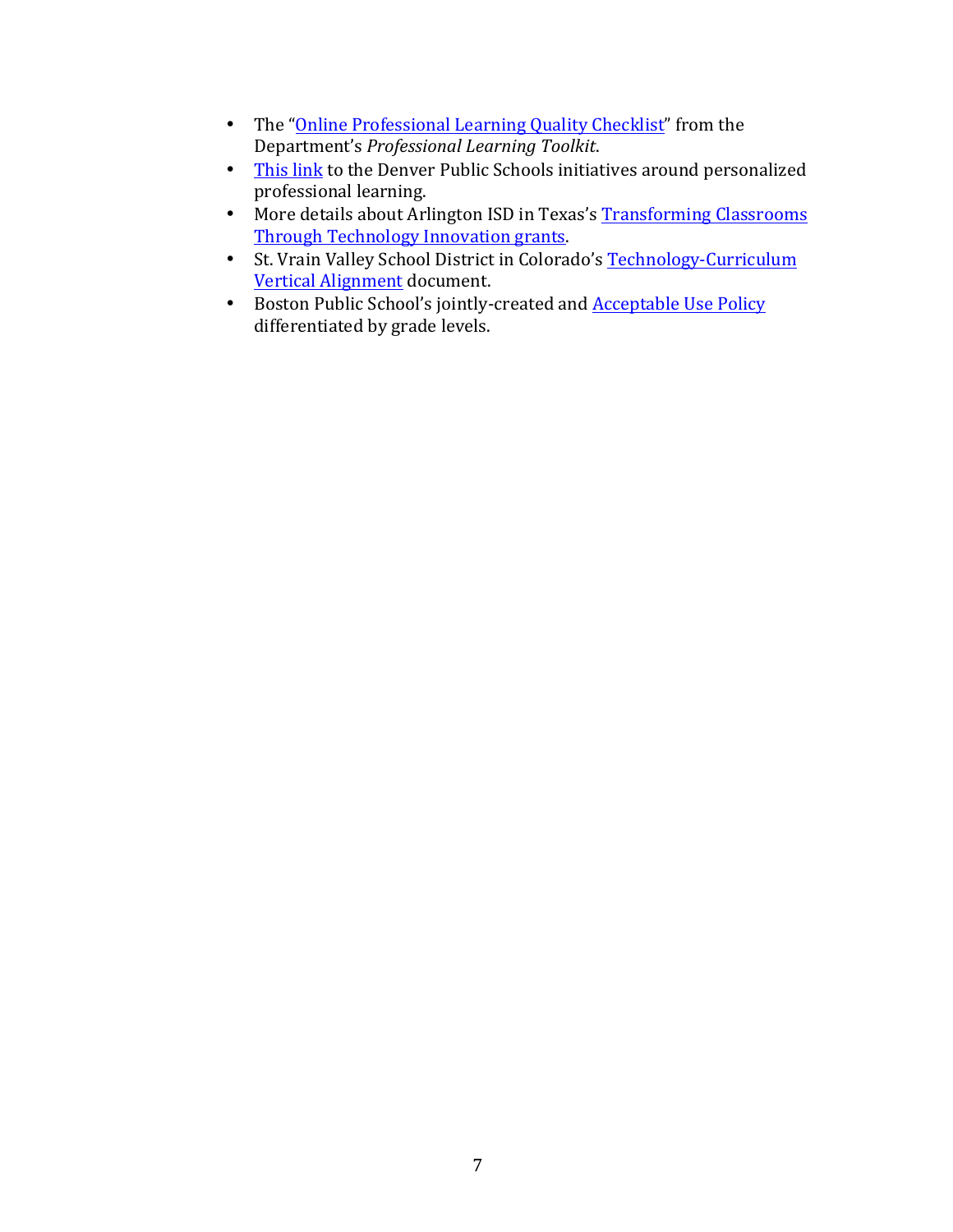- The "Online Professional Learning Quality Checklist" from the Department's *Professional Learning Toolkit*.
- This link to the Denver Public Schools initiatives around personalized professional learning.
- More details about Arlington ISD in Texas's Transforming Classrooms Through Technology Innovation grants.
- St. Vrain Valley School District in Colorado's Technology-Curriculum Vertical Alignment document.
- Boston Public School's jointly-created and Acceptable Use Policy differentiated by grade levels.